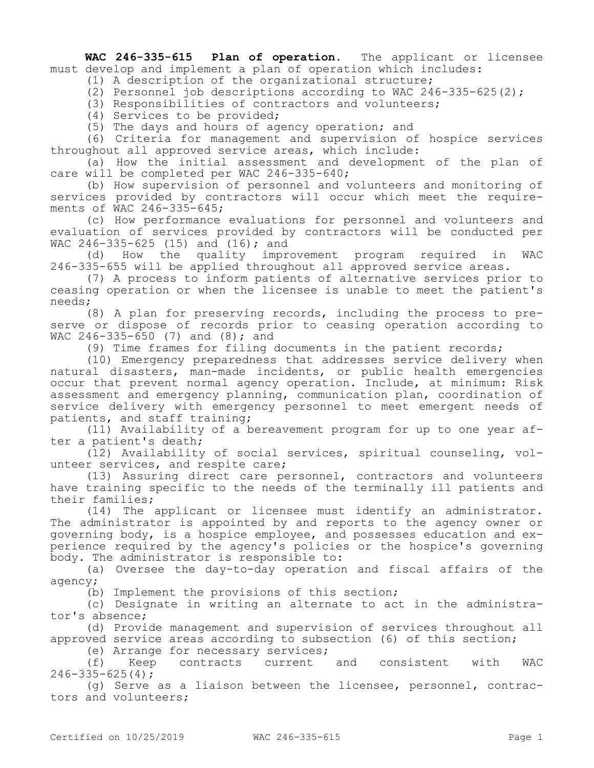**WAC 246-335-615 Plan of operation.** The applicant or licensee must develop and implement a plan of operation which includes:

(1) A description of the organizational structure;

(2) Personnel job descriptions according to WAC 246-335-625(2);

(3) Responsibilities of contractors and volunteers;

(4) Services to be provided;

(5) The days and hours of agency operation; and

(6) Criteria for management and supervision of hospice services throughout all approved service areas, which include:

(a) How the initial assessment and development of the plan of care will be completed per WAC 246-335-640;

(b) How supervision of personnel and volunteers and monitoring of services provided by contractors will occur which meet the requirements of WAC 246-335-645;

(c) How performance evaluations for personnel and volunteers and evaluation of services provided by contractors will be conducted per WAC 246-335-625 (15) and (16); and

(d) How the quality improvement program required in WAC 246-335-655 will be applied throughout all approved service areas.

(7) A process to inform patients of alternative services prior to ceasing operation or when the licensee is unable to meet the patient's needs;

(8) A plan for preserving records, including the process to preserve or dispose of records prior to ceasing operation according to WAC 246-335-650 (7) and (8); and

(9) Time frames for filing documents in the patient records;

(10) Emergency preparedness that addresses service delivery when natural disasters, man-made incidents, or public health emergencies occur that prevent normal agency operation. Include, at minimum: Risk assessment and emergency planning, communication plan, coordination of service delivery with emergency personnel to meet emergent needs of patients, and staff training;

(11) Availability of a bereavement program for up to one year after a patient's death;

(12) Availability of social services, spiritual counseling, volunteer services, and respite care;

(13) Assuring direct care personnel, contractors and volunteers have training specific to the needs of the terminally ill patients and their families;

(14) The applicant or licensee must identify an administrator. The administrator is appointed by and reports to the agency owner or governing body, is a hospice employee, and possesses education and experience required by the agency's policies or the hospice's governing body. The administrator is responsible to:

(a) Oversee the day-to-day operation and fiscal affairs of the agency;

(b) Implement the provisions of this section;

(c) Designate in writing an alternate to act in the administrator's absence;

(d) Provide management and supervision of services throughout all approved service areas according to subsection (6) of this section;

(e) Arrange for necessary services;

(f) Keep contracts current and consistent with WAC 246-335-625(4);

(g) Serve as a liaison between the licensee, personnel, contractors and volunteers;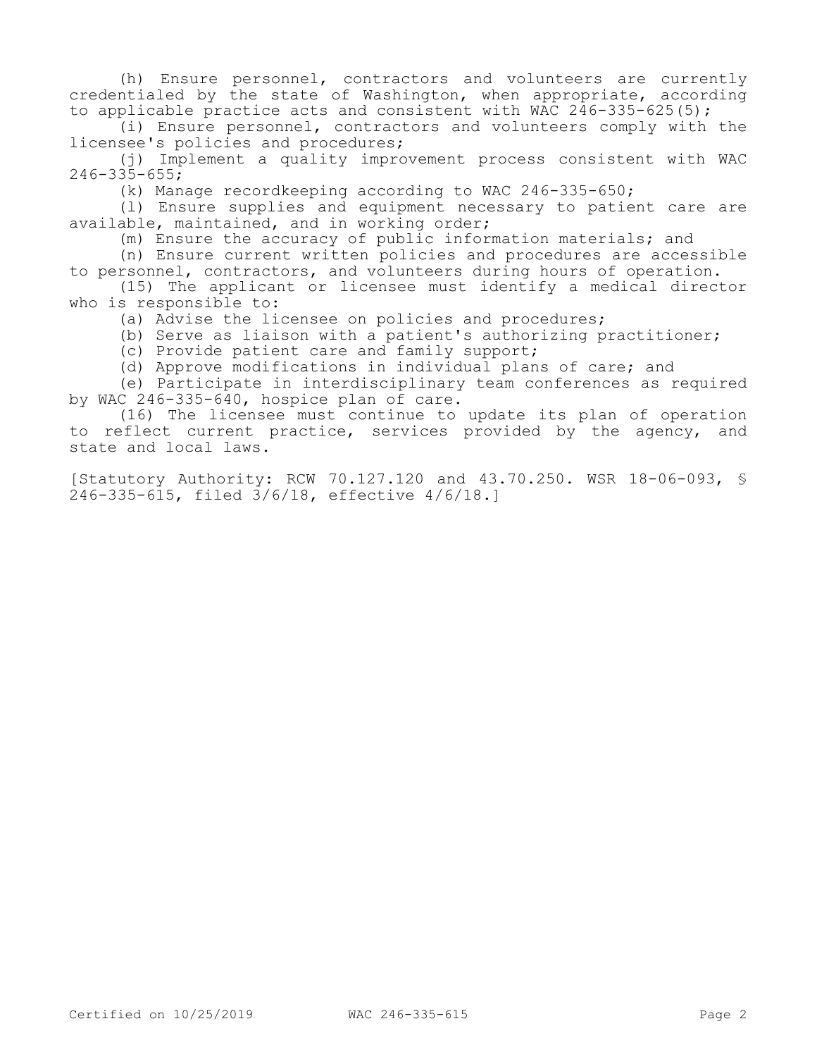(h) Ensure personnel, contractors and volunteers are currently credentialed by the state of Washington, when appropriate, according to applicable practice acts and consistent with WAC 246-335-625(5);

(i) Ensure personnel, contractors and volunteers comply with the licensee's policies and procedures;

(j) Implement a quality improvement process consistent with WAC 246-335-655;

(k) Manage recordkeeping according to WAC 246-335-650;

(l) Ensure supplies and equipment necessary to patient care are available, maintained, and in working order;

(m) Ensure the accuracy of public information materials; and

(n) Ensure current written policies and procedures are accessible to personnel, contractors, and volunteers during hours of operation.

(15) The applicant or licensee must identify a medical director who is responsible to:

(a) Advise the licensee on policies and procedures;

(b) Serve as liaison with a patient's authorizing practitioner;

(c) Provide patient care and family support;

(d) Approve modifications in individual plans of care; and

(e) Participate in interdisciplinary team conferences as required by WAC 246-335-640, hospice plan of care.

(16) The licensee must continue to update its plan of operation to reflect current practice, services provided by the agency, and state and local laws.

[Statutory Authority: RCW 70.127.120 and 43.70.250. WSR 18-06-093, § 246-335-615, filed 3/6/18, effective 4/6/18.]